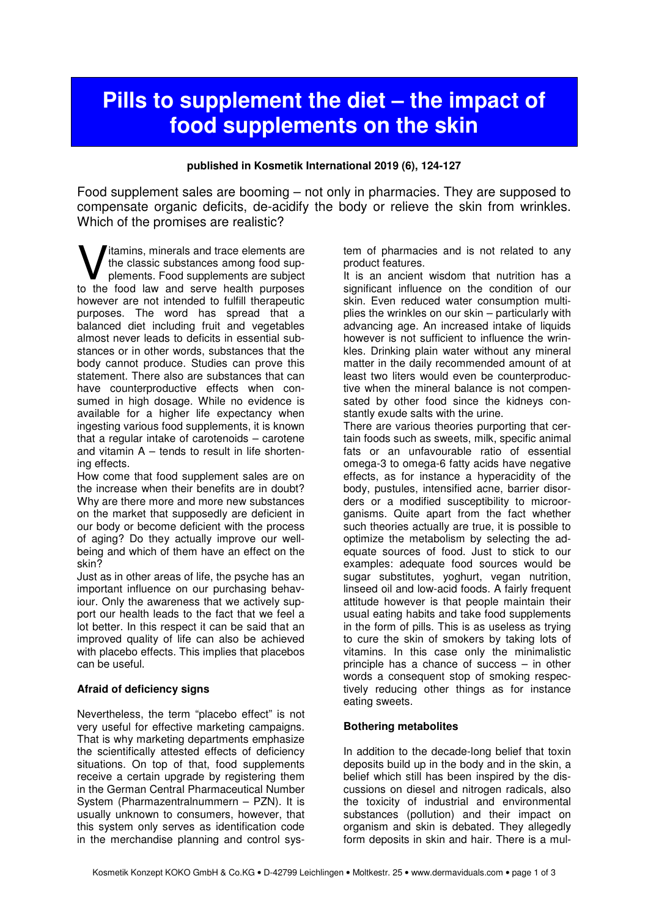# Pills to supplement the diet – the impact of food supplements on the skin

**published in Kosmetik International 2019 (6), 124-127**

Food supplement sales are booming – not only in pharmacies. They are supposed to compensate organic deficits, de-acidify the body or relieve the skin from wrinkles. Which of the promises are realistic?

Vitamins, minerals and trace elements are the classic substances among food supplements. Food supplements are subject to the food law and serve health purposes however are not intended to fulfill therapeutic purposes. The word has spread that a balanced diet including fruit and vegetables almost never leads to deficits in essential substances or in other words, substances that the body cannot produce. Studies can prove this statement. There also are substances that can have counterproductive effects when consumed in high dosage. While no evidence is available for a higher life expectancy when ingesting various food supplements, it is known that a regular intake of carotenoids – carotene and vitamin A – tends to result in life shortening effects.

How come that food supplement sales are on the increase when their benefits are in doubt? Why are there more and more new substances on the market that supposedly are deficient in our body or become deficient with the process of aging? Do they actually improve our well-being and which of them have an effect on the skin?

Just as in other areas of life, the psyche has an important influence on our purchasing behaviour. Only the awareness that we actively support our health leads to the fact that we feel a lot better. In this respect it can be said that an improved quality of life can also be achieved with placebo effects. This implies that placebos can be useful.

### Afraid of deficiency signs

Nevertheless, the term "placebo effect" is not very useful for effective marketing campaigns. That is why marketing departments emphasize the scientifically attested effects of deficiency situations. On top of that, food supplements receive a certain upgrade by registering them in the German Central Pharmaceutical Number System (Pharmazentralnummern – PZN). It is usually unknown to consumers, however, that this system only serves as identification code in the merchandise planning and control system of pharmacies and is not related to any product features.

It is an ancient wisdom that nutrition has a significant influence on the condition of our skin. Even reduced water consumption multiplies the wrinkles on our skin – particularly with advancing age. An increased intake of liquids however is not sufficient to influence the wrinkles. Drinking plain water without any mineral matter in the daily recommended amount of at least two liters would even be counterproductive when the mineral balance is not compensated by other food since the kidneys constantly exude salts with the urine.

There are various theories purporting that certain foods such as sweets, milk, specific animal fats or an unfavourable ratio of essential omega-3 to omega-6 fatty acids have negative effects, as for instance a hyperacidity of the body, pustules, intensified acne, barrier disorders or a modified susceptibility to microorganisms. Quite apart from the fact whether such theories actually are true, it is possible to optimize the metabolism by selecting the adequate sources of food. Just to stick to our examples: adequate food sources would be sugar substitutes, yoghurt, vegan nutrition, linseed oil and low-acid foods. A fairly frequent attitude however is that people maintain their usual eating habits and take food supplements in the form of pills. This is as useless as trying to cure the skin of smokers by taking lots of vitamins. In this case only the minimalistic principle has a chance of success – in other words a consequent stop of smoking respectively reducing other things as for instance eating sweets.

### Bothering metabolites

In addition to the decade-long belief that toxin deposits build up in the body and in the skin, a belief which still has been inspired by the discussions on diesel and nitrogen radicals, also the toxicity of industrial and environmental substances (pollution) and their impact on organism and skin is debated. They allegedly form deposits in skin and hair. There is a mul-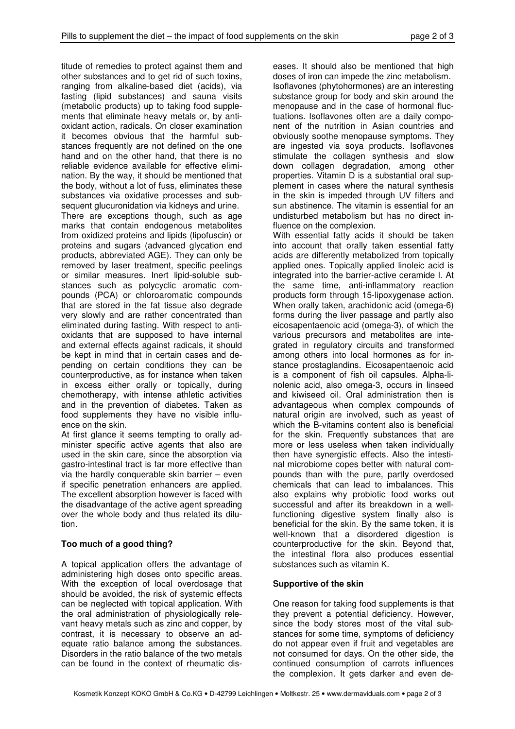titude of remedies to protect against them and other substances and to get rid of such toxins, ranging from alkaline-based diet (acids), via fasting (lipid substances) and sauna visits (metabolic products) up to taking food supplements that eliminate heavy metals or, by antioxidant action, radicals. On closer examination it becomes obvious that the harmful substances frequently are not defined on the one hand and on the other hand, that there is no reliable evidence available for effective elimination. By the way, it should be mentioned that the body, without a lot of fuss, eliminates these substances via oxidative processes and subsequent glucuronidation via kidneys and urine.

There are exceptions though, such as age marks that contain endogenous metabolites from oxidized proteins and lipids (lipofuscin) or proteins and sugars (advanced glycation end products, abbreviated AGE). They can only be removed by laser treatment, specific peelings or similar measures. Inert lipid-soluble substances such as polycyclic aromatic compounds (PCA) or chloroaromatic compounds that are stored in the fat tissue also degrade very slowly and are rather concentrated than eliminated during fasting. With respect to antioxidants that are supposed to have internal and external effects against radicals, it should be kept in mind that in certain cases and depending on certain conditions they can be counterproductive, as for instance when taken in excess either orally or topically, during chemotherapy, with intense athletic activities and in the prevention of diabetes. Taken as food supplements they have no visible influence on the skin.

At first glance it seems tempting to orally administer specific active agents that also are used in the skin care, since the absorption via gastro-intestinal tract is far more effective than via the hardly conquerable skin barrier – even if specific penetration enhancers are applied. The excellent absorption however is faced with the disadvantage of the active agent spreading over the whole body and thus related its dilution.

## Too much of a good thing?

A topical application offers the advantage of administering high doses onto specific areas. With the exception of local overdosage that should be avoided, the risk of systemic effects can be neglected with topical application. With the oral administration of physiologically relevant heavy metals such as zinc and copper, by contrast, it is necessary to observe an adequate ratio balance among the substances. Disorders in the ratio balance of the two metals can be found in the context of rheumatic diseases. It should also be mentioned that high doses of iron can impede the zinc metabolism.

Isoflavones (phytohormones) are an interesting substance group for body and skin around the menopause and in the case of hormonal fluctuations. Isoflavones often are a daily component of the nutrition in Asian countries and obviously soothe menopause symptoms. They are ingested via soya products. Isoflavones stimulate the collagen synthesis and slow down collagen degradation, among other properties. Vitamin D is a substantial oral supplement in cases where the natural synthesis in the skin is impeded through UV filters and sun abstinence. The vitamin is essential for an undisturbed metabolism but has no direct influence on the complexion.

With essential fatty acids it should be taken into account that orally taken essential fatty acids are differently metabolized from topically applied ones. Topically applied linoleic acid is integrated into the barrier-active ceramide I. At the same time, anti-inflammatory reaction products form through 15-lipoxygenase action. When orally taken, arachidonic acid (omega-6) forms during the liver passage and partly also eicosapentaenoic acid (omega-3), of which the various precursors and metabolites are integrated in regulatory circuits and transformed among others into local hormones as for instance prostaglandins. Eicosapentaenoic acid is a component of fish oil capsules. Alpha-linolenic acid, also omega-3, occurs in linseed and kiwiseed oil. Oral administration then is advantageous when complex compounds of natural origin are involved, such as yeast of which the B-vitamins content also is beneficial for the skin. Frequently substances that are more or less useless when taken individually then have synergistic effects. Also the intestinal microbiome copes better with natural compounds than with the pure, partly overdosed chemicals that can lead to imbalances. This also explains why probiotic food works out successful and after its breakdown in a well-functioning digestive system finally also is beneficial for the skin. By the same token, it is well-known that a disordered digestion is counterproductive for the skin. Beyond that, the intestinal flora also produces essential substances such as vitamin K.

## Supportive of the skin

One reason for taking food supplements is that they prevent a potential deficiency. However, since the body stores most of the vital substances for some time, symptoms of deficiency do not appear even if fruit and vegetables are not consumed for days. On the other side, the continued consumption of carrots influences the complexion. It gets darker and even de-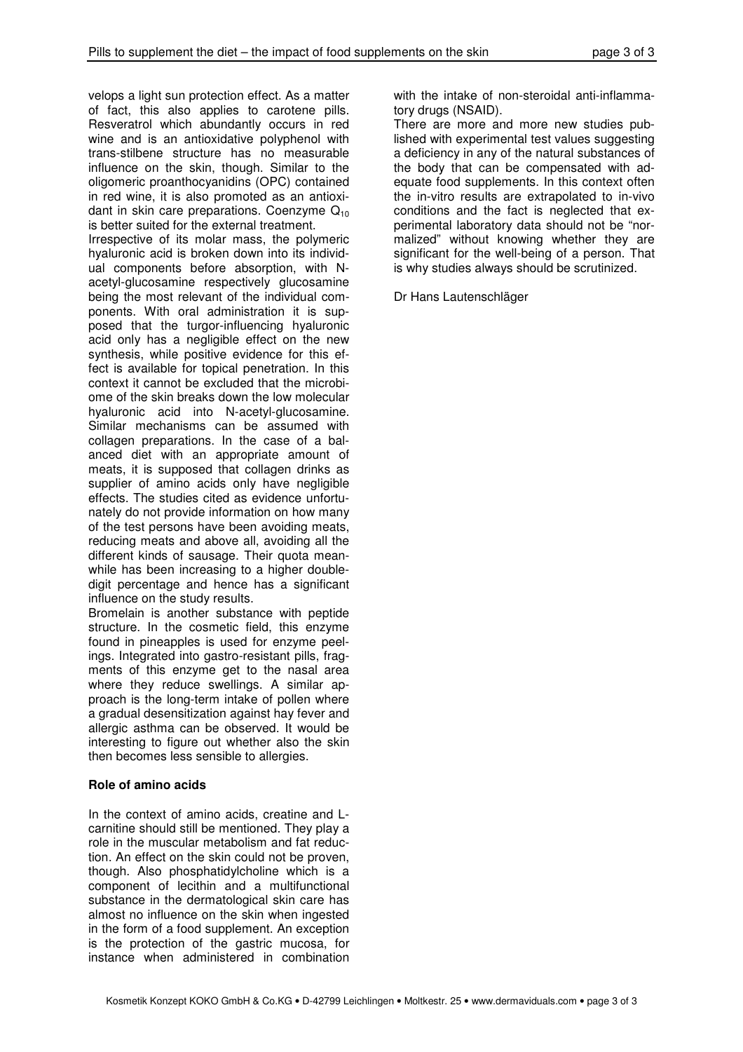velops a light sun protection effect. As a matter of fact, this also applies to carotene pills. Resveratrol which abundantly occurs in red wine and is an antioxidative polyphenol with trans-stilbene structure has no measurable influence on the skin, though. Similar to the oligomeric proanthocyanidins (OPC) contained in red wine, it is also promoted as an antioxidant in skin care preparations. Coenzyme $Q_{10}$ is better suited for the external treatment.

Irrespective of its molar mass, the polymeric hyaluronic acid is broken down into its individual components before absorption, with N-acetyl-glucosamine respectively glucosamine being the most relevant of the individual components. With oral administration it is supposed that the turgor-influencing hyaluronic acid only has a negligible effect on the new synthesis, while positive evidence for this effect is available for topical penetration. In this context it cannot be excluded that the microbiome of the skin breaks down the low molecular hyaluronic acid into N-acetyl-glucosamine. Similar mechanisms can be assumed with collagen preparations. In the case of a balanced diet with an appropriate amount of meats, it is supposed that collagen drinks as supplier of amino acids only have negligible effects. The studies cited as evidence unfortunately do not provide information on how many of the test persons have been avoiding meats, reducing meats and above all, avoiding all the different kinds of sausage. Their quota meanwhile has been increasing to a higher double-digit percentage and hence has a significant influence on the study results.

Bromelain is another substance with peptide structure. In the cosmetic field, this enzyme found in pineapples is used for enzyme peelings. Integrated into gastro-resistant pills, fragments of this enzyme get to the nasal area where they reduce swellings. A similar approach is the long-term intake of pollen where a gradual desensitization against hay fever and allergic asthma can be observed. It would be interesting to figure out whether also the skin then becomes less sensible to allergies.

**Role of amino acids**

In the context of amino acids, creatine and L-carnitine should still be mentioned. They play a role in the muscular metabolism and fat reduction. An effect on the skin could not be proven, though. Also phosphatidylcholine which is a component of lecithin and a multifunctional substance in the dermatological skin care has almost no influence on the skin when ingested in the form of a food supplement. An exception is the protection of the gastric mucosa, for instance when administered in combination with the intake of non-steroidal anti-inflammatory drugs (NSAID).

There are more and more new studies published with experimental test values suggesting a deficiency in any of the natural substances of the body that can be compensated with adequate food supplements. In this context often the in-vitro results are extrapolated to in-vivo conditions and the fact is neglected that experimental laboratory data should not be "normalized" without knowing whether they are significant for the well-being of a person. That is why studies always should be scrutinized.

Dr Hans Lautenschläger